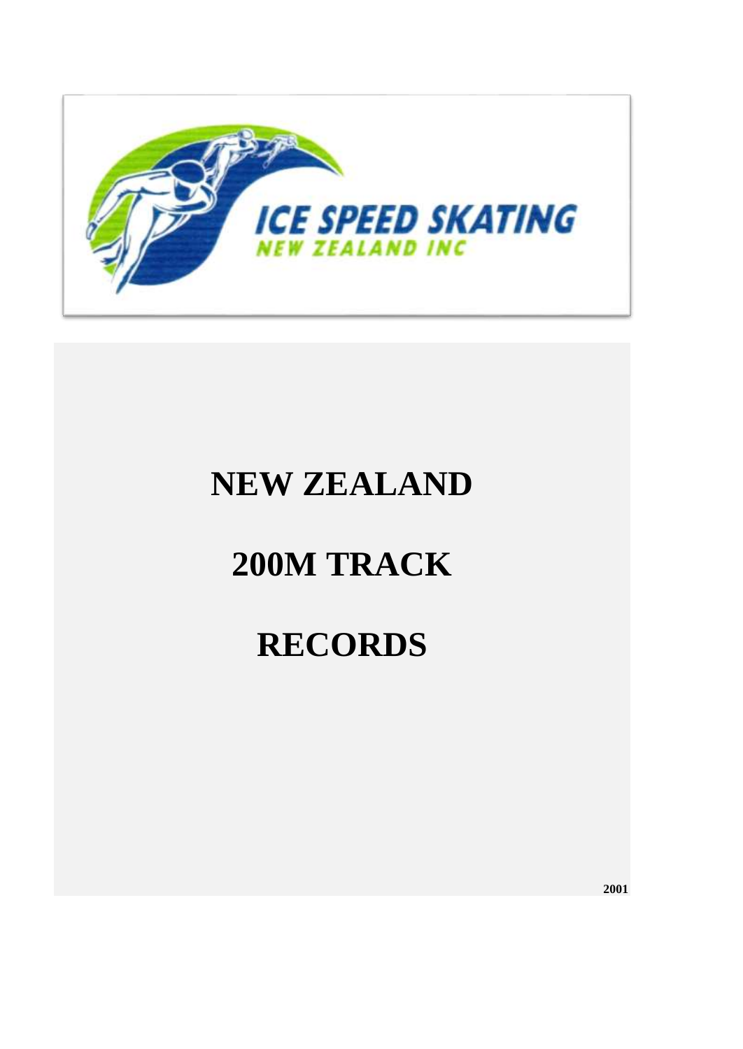ICE SPEED SKATING
NEW ZEALAND INC

# NEW ZEALAND

# 200M TRACK

# RECORDS

2001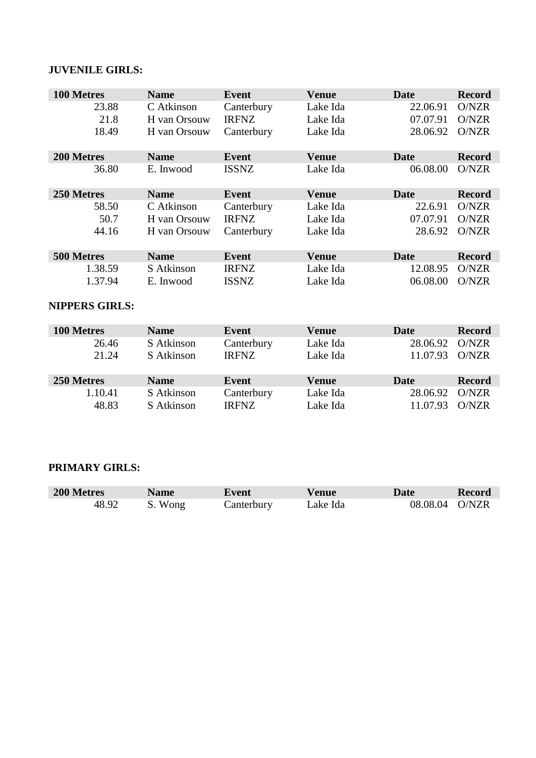**JUVENILE GIRLS:**

| 100 Metres | Name | Event | Venue | Date | Record |
|---|---|---|---|---|---|
| 23.88 | C Atkinson | Canterbury | Lake Ida | 22.06.91 | O/NZR |
| 21.8 | H van Orsouw | IRFNZ | Lake Ida | 07.07.91 | O/NZR |
| 18.49 | H van Orsouw | Canterbury | Lake Ida | 28.06.92 | O/NZR |

| 200 Metres | Name | Event | Venue | Date | Record |
|---|---|---|---|---|---|
| 36.80 | E. Inwood | ISSNZ | Lake Ida | 06.08.00 | O/NZR |

| 250 Metres | Name | Event | Venue | Date | Record |
|---|---|---|---|---|---|
| 58.50 | C Atkinson | Canterbury | Lake Ida | 22.6.91 | O/NZR |
| 50.7 | H van Orsouw | IRFNZ | Lake Ida | 07.07.91 | O/NZR |
| 44.16 | H van Orsouw | Canterbury | Lake Ida | 28.6.92 | O/NZR |

| 500 Metres | Name | Event | Venue | Date | Record |
|---|---|---|---|---|---|
| 1.38.59 | S Atkinson | IRFNZ | Lake Ida | 12.08.95 | O/NZR |
| 1.37.94 | E. Inwood | ISSNZ | Lake Ida | 06.08.00 | O/NZR |

**NIPPERS GIRLS:**

| 100 Metres | Name | Event | Venue | Date | Record |
|---|---|---|---|---|---|
| 26.46 | S Atkinson | Canterbury | Lake Ida | 28.06.92 | O/NZR |
| 21.24 | S Atkinson | IRFNZ | Lake Ida | 11.07.93 | O/NZR |

| 250 Metres | Name | Event | Venue | Date | Record |
|---|---|---|---|---|---|
| 1.10.41 | S Atkinson | Canterbury | Lake Ida | 28.06.92 | O/NZR |
| 48.83 | S Atkinson | IRFNZ | Lake Ida | 11.07.93 | O/NZR |

**PRIMARY GIRLS:**

| 200 Metres | Name | Event | Venue | Date | Record |
|---|---|---|---|---|---|
| 48.92 | S. Wong | Canterbury | Lake Ida | 08.08.04 | O/NZR |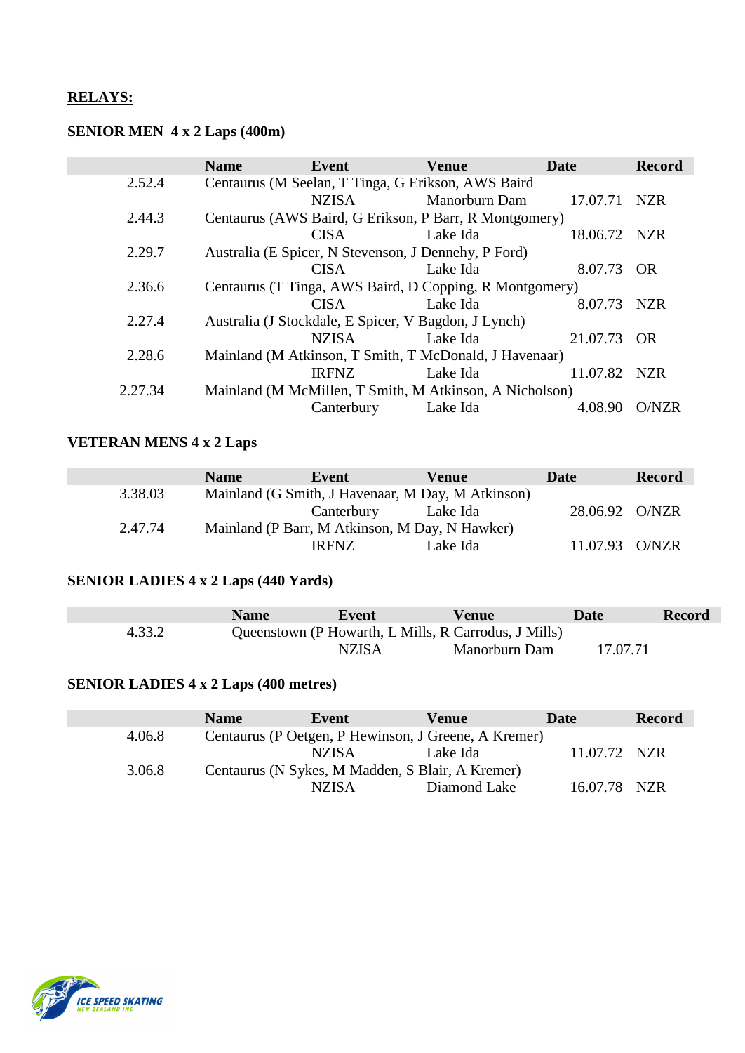**RELAYS:**

### SENIOR MEN 4 x 2 Laps (400m)

| | Name | Event | Venue | Date | Record |
|---|---|---|---|---|---|
| 2.52.4 | Centaurus (M Seelan, T Tinga, G Erikson, AWS Baird | NZISA | Manorburn Dam | 17.07.71 | NZR |
| 2.44.3 | Centaurus (AWS Baird, G Erikson, P Barr, R Montgomery) | CISA | Lake Ida | 18.06.72 | NZR |
| 2.29.7 | Australia (E Spicer, N Stevenson, J Dennehy, P Ford) | CISA | Lake Ida | 8.07.73 | OR |
| 2.36.6 | Centaurus (T Tinga, AWS Baird, D Copping, R Montgomery) | CISA | Lake Ida | 8.07.73 | NZR |
| 2.27.4 | Australia (J Stockdale, E Spicer, V Bagdon, J Lynch) | NZISA | Lake Ida | 21.07.73 | OR |
| 2.28.6 | Mainland (M Atkinson, T Smith, T McDonald, J Havenaar) | IRFNZ | Lake Ida | 11.07.82 | NZR |
| 2.27.34 | Mainland (M McMillen, T Smith, M Atkinson, A Nicholson) | Canterbury | Lake Ida | 4.08.90 | O/NZR |

### VETERAN MENS 4 x 2 Laps

| | Name | Event | Venue | Date | Record |
|---|---|---|---|---|---|
| 3.38.03 | Mainland (G Smith, J Havenaar, M Day, M Atkinson) | Canterbury | Lake Ida | 28.06.92 | O/NZR |
| 2.47.74 | Mainland (P Barr, M Atkinson, M Day, N Hawker) | IRFNZ | Lake Ida | 11.07.93 | O/NZR |

### SENIOR LADIES 4 x 2 Laps (440 Yards)

| | Name | Event | Venue | Date | Record |
|---|---|---|---|---|---|
| 4.33.2 | Queenstown (P Howarth, L Mills, R Carrodus, J Mills) | NZISA | Manorburn Dam | 17.07.71 | |

### SENIOR LADIES 4 x 2 Laps (400 metres)

| | Name | Event | Venue | Date | Record |
|---|---|---|---|---|---|
| 4.06.8 | Centaurus (P Oetgen, P Hewinson, J Greene, A Kremer) | NZISA | Lake Ida | 11.07.72 | NZR |
| 3.06.8 | Centaurus (N Sykes, M Madden, S Blair, A Kremer) | NZISA | Diamond Lake | 16.07.78 | NZR |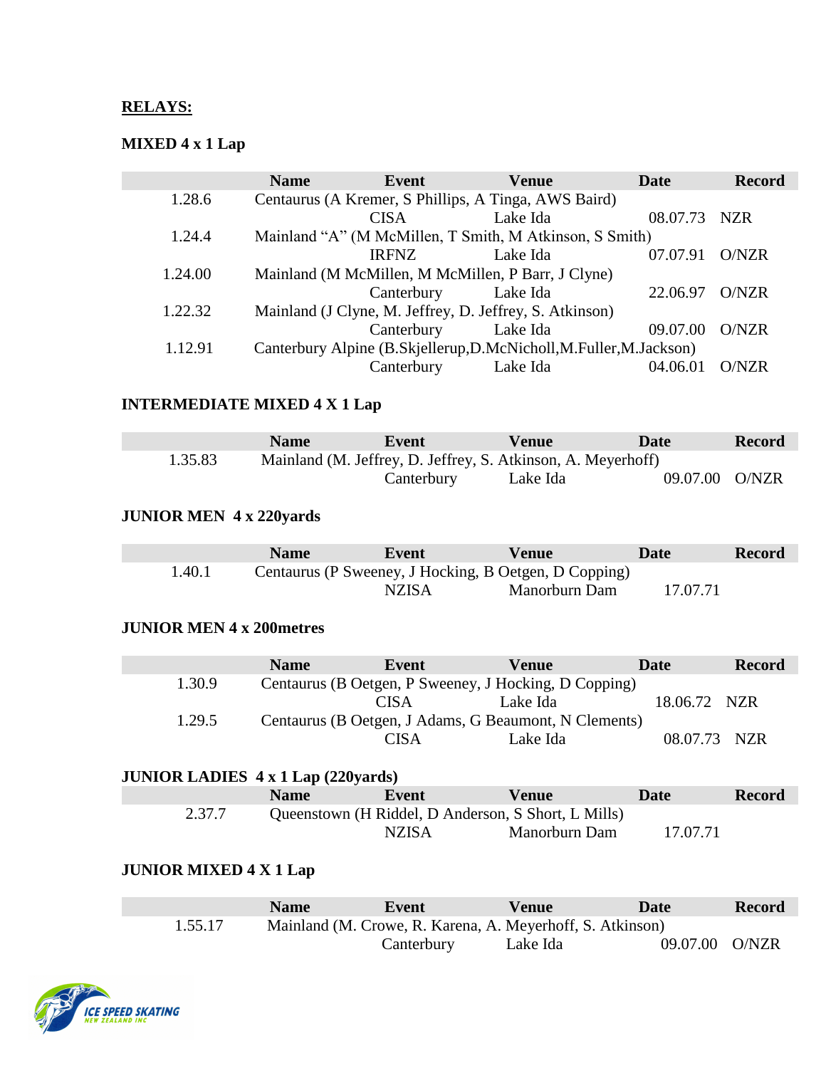**RELAYS:**

**MIXED 4 x 1 Lap**

| | Name | Event | Venue | Date | Record |
|---|---|---|---|---|---|
| 1.28.6 | Centaurus (A Kremer, S Phillips, A Tinga, AWS Baird) | CISA | Lake Ida | 08.07.73 | NZR |
| 1.24.4 | Mainland "A" (M McMillen, T Smith, M Atkinson, S Smith) | IRFNZ | Lake Ida | 07.07.91 | O/NZR |
| 1.24.00 | Mainland (M McMillen, M McMillen, P Barr, J Clyne) | Canterbury | Lake Ida | 22.06.97 | O/NZR |
| 1.22.32 | Mainland (J Clyne, M. Jeffrey, D. Jeffrey, S. Atkinson) | Canterbury | Lake Ida | 09.07.00 | O/NZR |
| 1.12.91 | Canterbury Alpine (B.Skjellerup,D.McNicholl,M.Fuller,M.Jackson) | Canterbury | Lake Ida | 04.06.01 | O/NZR |

**INTERMEDIATE MIXED 4 X 1 Lap**

| | Name | Event | Venue | Date | Record |
|---|---|---|---|---|---|
| 1.35.83 | Mainland (M. Jeffrey, D. Jeffrey, S. Atkinson, A. Meyerhoff) | Canterbury | Lake Ida | 09.07.00 | O/NZR |

**JUNIOR MEN 4 x 220yards**

| | Name | Event | Venue | Date | Record |
|---|---|---|---|---|---|
| 1.40.1 | Centaurus (P Sweeney, J Hocking, B Oetgen, D Copping) | NZISA | Manorburn Dam | 17.07.71 | |

**JUNIOR MEN 4 x 200metres**

| | Name | Event | Venue | Date | Record |
|---|---|---|---|---|---|
| 1.30.9 | Centaurus (B Oetgen, P Sweeney, J Hocking, D Copping) | CISA | Lake Ida | 18.06.72 | NZR |
| 1.29.5 | Centaurus (B Oetgen, J Adams, G Beaumont, N Clements) | CISA | Lake Ida | 08.07.73 | NZR |

**JUNIOR LADIES 4 x 1 Lap (220yards)**

| | Name | Event | Venue | Date | Record |
|---|---|---|---|---|---|
| 2.37.7 | Queenstown (H Riddel, D Anderson, S Short, L Mills) | NZISA | Manorburn Dam | 17.07.71 | |

**JUNIOR MIXED 4 X 1 Lap**

| | Name | Event | Venue | Date | Record |
|---|---|---|---|---|---|
| 1.55.17 | Mainland (M. Crowe, R. Karena, A. Meyerhoff, S. Atkinson) | Canterbury | Lake Ida | 09.07.00 | O/NZR |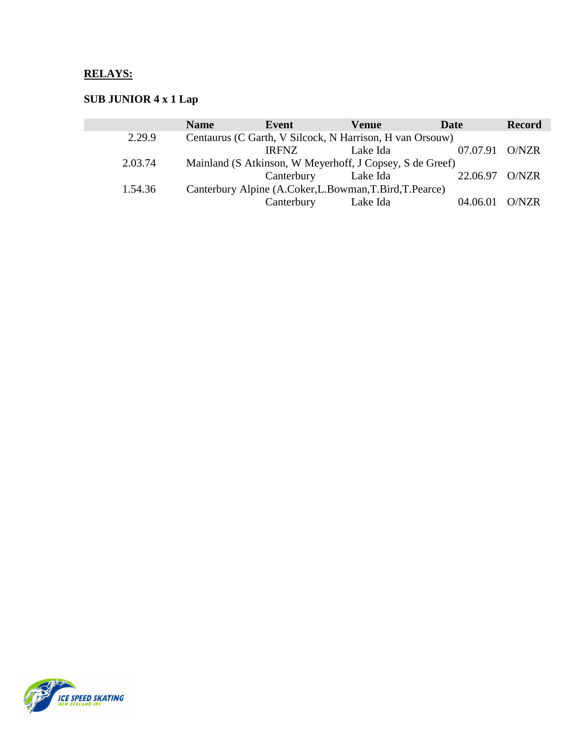**RELAYS:**

**SUB JUNIOR 4 x 1 Lap**

| | Name | Event | Venue | Date | Record |
|---|---|---|---|---|---|
| 2.29.9 | Centaurus (C Garth, V Silcock, N Harrison, H van Orsouw) | | | | |
| | | IRFNZ | Lake Ida | 07.07.91 | O/NZR |
| 2.03.74 | Mainland (S Atkinson, W Meyerhoff, J Copsey, S de Greef) | | | | |
| | | Canterbury | Lake Ida | 22.06.97 | O/NZR |
| 1.54.36 | Canterbury Alpine (A.Coker,L.Bowman,T.Bird,T.Pearce) | | | | |
| | | Canterbury | Lake Ida | 04.06.01 | O/NZR |